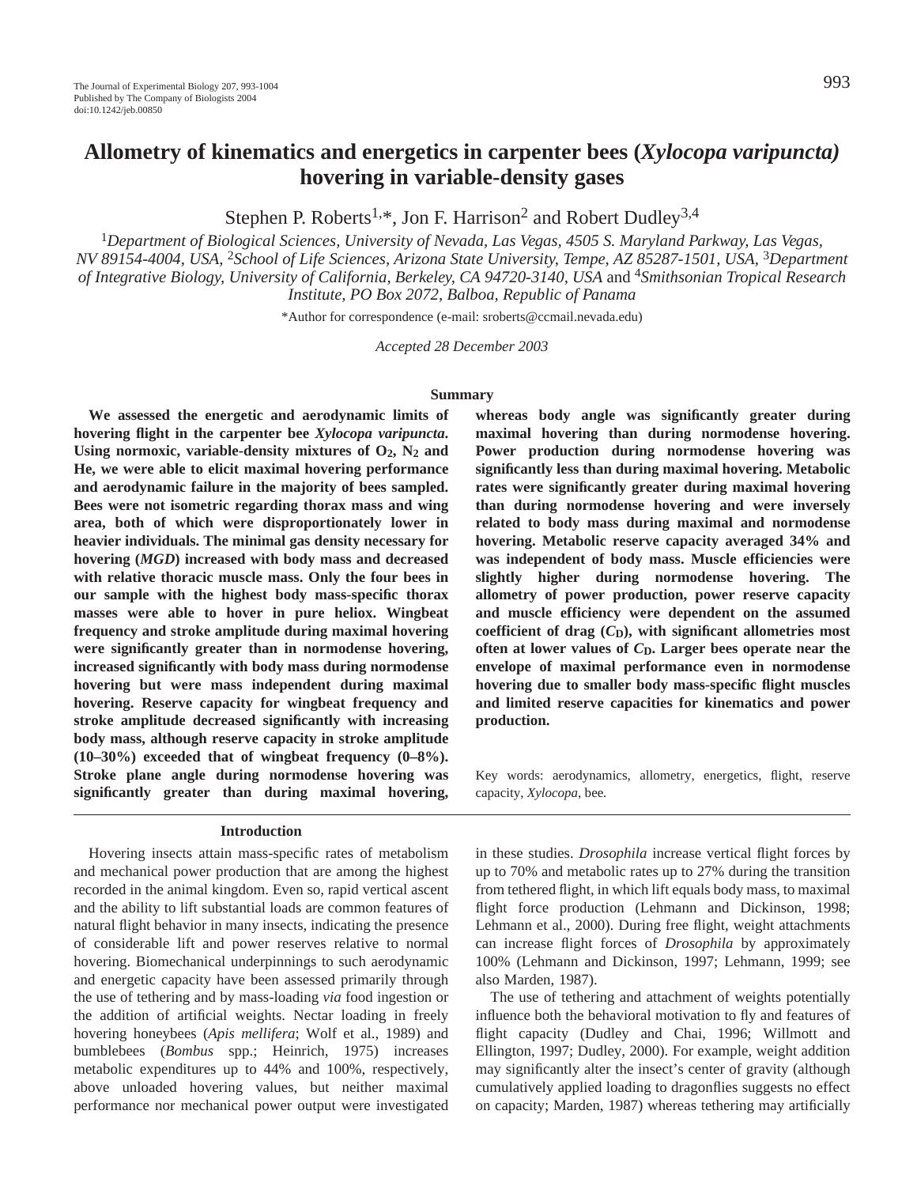# Allometry of kinematics and energetics in carpenter bees (*Xylocopa varipuncta*) hovering in variable-density gases

Stephen P. Roberts[1,*], Jon F. Harrison[2] and Robert Dudley[3,4]

[1]*Department of Biological Sciences, University of Nevada, Las Vegas, 4505 S. Maryland Parkway, Las Vegas, NV 89154-4004, USA,* [2]*School of Life Sciences, Arizona State University, Tempe, AZ 85287-1501, USA,* [3]*Department of Integrative Biology, University of California, Berkeley, CA 94720-3140, USA* and [4]*Smithsonian Tropical Research Institute, PO Box 2072, Balboa, Republic of Panama*

*Author for correspondence (e-mail: sroberts@ccmail.nevada.edu)

*Accepted 28 December 2003*

## Summary

**We assessed the energetic and aerodynamic limits of hovering flight in the carpenter bee *Xylocopa varipuncta*. Using normoxic, variable-density mixtures of $O_2$, $N_2$ and He, we were able to elicit maximal hovering performance and aerodynamic failure in the majority of bees sampled. Bees were not isometric regarding thorax mass and wing area, both of which were disproportionately lower in heavier individuals. The minimal gas density necessary for hovering (*MGD*) increased with body mass and decreased with relative thoracic muscle mass. Only the four bees in our sample with the highest body mass-specific thorax masses were able to hover in pure heliox. Wingbeat frequency and stroke amplitude during maximal hovering were significantly greater than in normodense hovering, increased significantly with body mass during normodense hovering but were mass independent during maximal hovering. Reserve capacity for wingbeat frequency and stroke amplitude decreased significantly with increasing body mass, although reserve capacity in stroke amplitude (10–30%) exceeded that of wingbeat frequency (0–8%). Stroke plane angle during normodense hovering was significantly greater than during maximal hovering, whereas body angle was significantly greater during maximal hovering than during normodense hovering. Power production during normodense hovering was significantly less than during maximal hovering. Metabolic rates were significantly greater during maximal hovering than during normodense hovering and were inversely related to body mass during maximal and normodense hovering. Metabolic reserve capacity averaged 34% and was independent of body mass. Muscle efficiencies were slightly higher during normodense hovering. The allometry of power production, power reserve capacity and muscle efficiency were dependent on the assumed coefficient of drag ($C_D$), with significant allometries most often at lower values of $C_D$. Larger bees operate near the envelope of maximal performance even in normodense hovering due to smaller body mass-specific flight muscles and limited reserve capacities for kinematics and power production.**

Key words: aerodynamics, allometry, energetics, flight, reserve capacity, *Xylocopa*, bee.

## Introduction

Hovering insects attain mass-specific rates of metabolism and mechanical power production that are among the highest recorded in the animal kingdom. Even so, rapid vertical ascent and the ability to lift substantial loads are common features of natural flight behavior in many insects, indicating the presence of considerable lift and power reserves relative to normal hovering. Biomechanical underpinnings to such aerodynamic and energetic capacity have been assessed primarily through the use of tethering and by mass-loading *via* food ingestion or the addition of artificial weights. Nectar loading in freely hovering honeybees (*Apis mellifera*; Wolf et al., 1989) and bumblebees (*Bombus* spp.; Heinrich, 1975) increases metabolic expenditures up to 44% and 100%, respectively, above unloaded hovering values, but neither maximal performance nor mechanical power output were investigated in these studies. *Drosophila* increase vertical flight forces by up to 70% and metabolic rates up to 27% during the transition from tethered flight, in which lift equals body mass, to maximal flight force production (Lehmann and Dickinson, 1998; Lehmann et al., 2000). During free flight, weight attachments can increase flight forces of *Drosophila* by approximately 100% (Lehmann and Dickinson, 1997; Lehmann, 1999; see also Marden, 1987).

The use of tethering and attachment of weights potentially influence both the behavioral motivation to fly and features of flight capacity (Dudley and Chai, 1996; Willmott and Ellington, 1997; Dudley, 2000). For example, weight addition may significantly alter the insect's center of gravity (although cumulatively applied loading to dragonflies suggests no effect on capacity; Marden, 1987) whereas tethering may artificially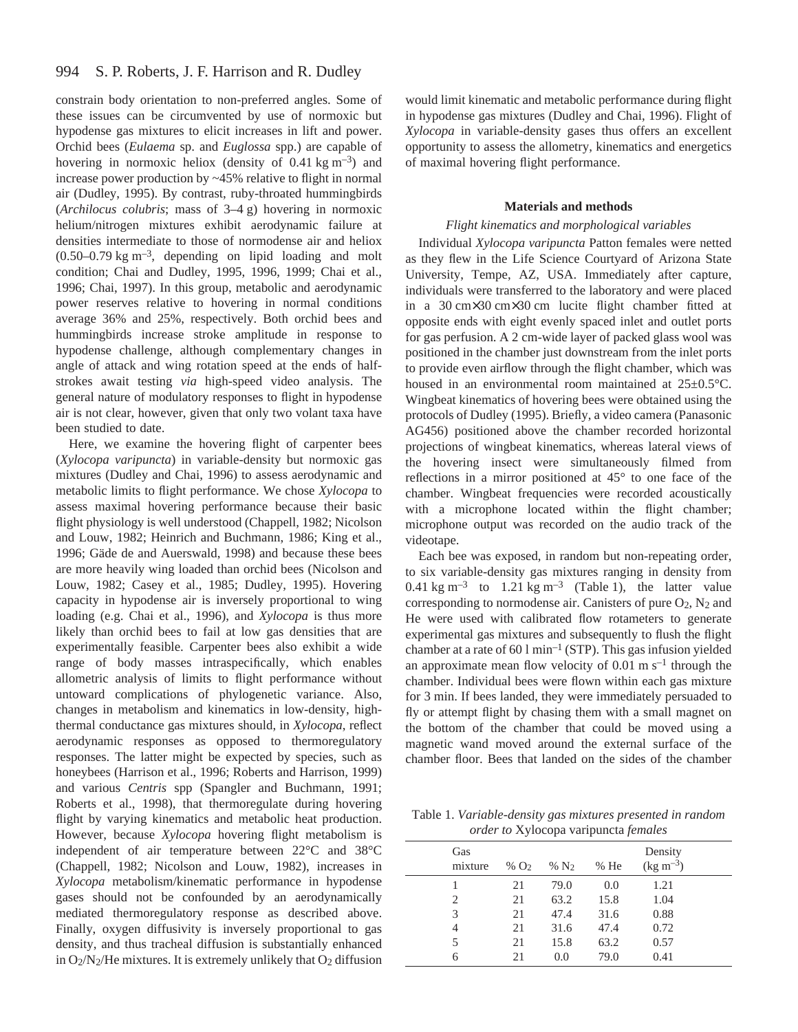constrain body orientation to non-preferred angles. Some of these issues can be circumvented by use of normoxic but hypodense gas mixtures to elicit increases in lift and power. Orchid bees (*Eulaema* sp. and *Euglossa* spp.) are capable of hovering in normoxic heliox (density of $0.41\,kg\,m^{-3}$) and increase power production by ~45% relative to flight in normal air (Dudley, 1995). By contrast, ruby-throated hummingbirds (*Archilocus colubris*; mass of 3–4 g) hovering in normoxic helium/nitrogen mixtures exhibit aerodynamic failure at densities intermediate to those of normodense air and heliox ($0.50–0.79\,kg\,m^{-3}$, depending on lipid loading and molt condition; Chai and Dudley, 1995, 1996, 1999; Chai et al., 1996; Chai, 1997). In this group, metabolic and aerodynamic power reserves relative to hovering in normal conditions average 36% and 25%, respectively. Both orchid bees and hummingbirds increase stroke amplitude in response to hypodense challenge, although complementary changes in angle of attack and wing rotation speed at the ends of half-strokes await testing *via* high-speed video analysis. The general nature of modulatory responses to flight in hypodense air is not clear, however, given that only two volant taxa have been studied to date.

Here, we examine the hovering flight of carpenter bees (*Xylocopa varipuncta*) in variable-density but normoxic gas mixtures (Dudley and Chai, 1996) to assess aerodynamic and metabolic limits to flight performance. We chose *Xylocopa* to assess maximal hovering performance because their basic flight physiology is well understood (Chappell, 1982; Nicolson and Louw, 1982; Heinrich and Buchmann, 1986; King et al., 1996; Gäde de and Auerswald, 1998) and because these bees are more heavily wing loaded than orchid bees (Nicolson and Louw, 1982; Casey et al., 1985; Dudley, 1995). Hovering capacity in hypodense air is inversely proportional to wing loading (e.g. Chai et al., 1996), and *Xylocopa* is thus more likely than orchid bees to fail at low gas densities that are experimentally feasible. Carpenter bees also exhibit a wide range of body masses intraspecifically, which enables allometric analysis of limits to flight performance without untoward complications of phylogenetic variance. Also, changes in metabolism and kinematics in low-density, high-thermal conductance gas mixtures should, in *Xylocopa*, reflect aerodynamic responses as opposed to thermoregulatory responses. The latter might be expected by species, such as honeybees (Harrison et al., 1996; Roberts and Harrison, 1999) and various *Centris* spp (Spangler and Buchmann, 1991; Roberts et al., 1998), that thermoregulate during hovering flight by varying kinematics and metabolic heat production. However, because *Xylocopa* hovering flight metabolism is independent of air temperature between 22°C and 38°C (Chappell, 1982; Nicolson and Louw, 1982), increases in *Xylocopa* metabolism/kinematic performance in hypodense gases should not be confounded by an aerodynamically mediated thermoregulatory response as described above. Finally, oxygen diffusivity is inversely proportional to gas density, and thus tracheal diffusion is substantially enhanced in $O_2/N_2/He$ mixtures. It is extremely unlikely that $O_2$ diffusion would limit kinematic and metabolic performance during flight in hypodense gas mixtures (Dudley and Chai, 1996). Flight of *Xylocopa* in variable-density gases thus offers an excellent opportunity to assess the allometry, kinematics and energetics of maximal hovering flight performance.

## Materials and methods

### *Flight kinematics and morphological variables*

Individual *Xylocopa varipuncta* Patton females were netted as they flew in the Life Science Courtyard of Arizona State University, Tempe, AZ, USA. Immediately after capture, individuals were transferred to the laboratory and were placed in a 30 cm×30 cm×30 cm lucite flight chamber fitted at opposite ends with eight evenly spaced inlet and outlet ports for gas perfusion. A 2 cm-wide layer of packed glass wool was positioned in the chamber just downstream from the inlet ports to provide even airflow through the flight chamber, which was housed in an environmental room maintained at 25±0.5°C. Wingbeat kinematics of hovering bees were obtained using the protocols of Dudley (1995). Briefly, a video camera (Panasonic AG456) positioned above the chamber recorded horizontal projections of wingbeat kinematics, whereas lateral views of the hovering insect were simultaneously filmed from reflections in a mirror positioned at 45° to one face of the chamber. Wingbeat frequencies were recorded acoustically with a microphone located within the flight chamber; microphone output was recorded on the audio track of the videotape.

Each bee was exposed, in random but non-repeating order, to six variable-density gas mixtures ranging in density from $0.41\,kg\,m^{-3}$ to $1.21\,kg\,m^{-3}$ (Table 1), the latter value corresponding to normodense air. Canisters of pure $O_2$, $N_2$ and He were used with calibrated flow rotameters to generate experimental gas mixtures and subsequently to flush the flight chamber at a rate of $60\,l\,min^{-1}$ (STP). This gas infusion yielded an approximate mean flow velocity of $0.01\,m\,s^{-1}$ through the chamber. Individual bees were flown within each gas mixture for 3 min. If bees landed, they were immediately persuaded to fly or attempt flight by chasing them with a small magnet on the bottom of the chamber that could be moved using a magnetic wand moved around the external surface of the chamber floor. Bees that landed on the sides of the chamber

Table 1. *Variable-density gas mixtures presented in random order to* Xylocopa varipuncta *females*

| Gas mixture | % $O_2$ | % $N_2$ | % He | Density ($kg\,m^{-3}$) |
|---|---|---|---|---|
| 1 | 21 | 79.0 | 0.0 | 1.21 |
| 2 | 21 | 63.2 | 15.8 | 1.04 |
| 3 | 21 | 47.4 | 31.6 | 0.88 |
| 4 | 21 | 31.6 | 47.4 | 0.72 |
| 5 | 21 | 15.8 | 63.2 | 0.57 |
| 6 | 21 | 0.0 | 79.0 | 0.41 |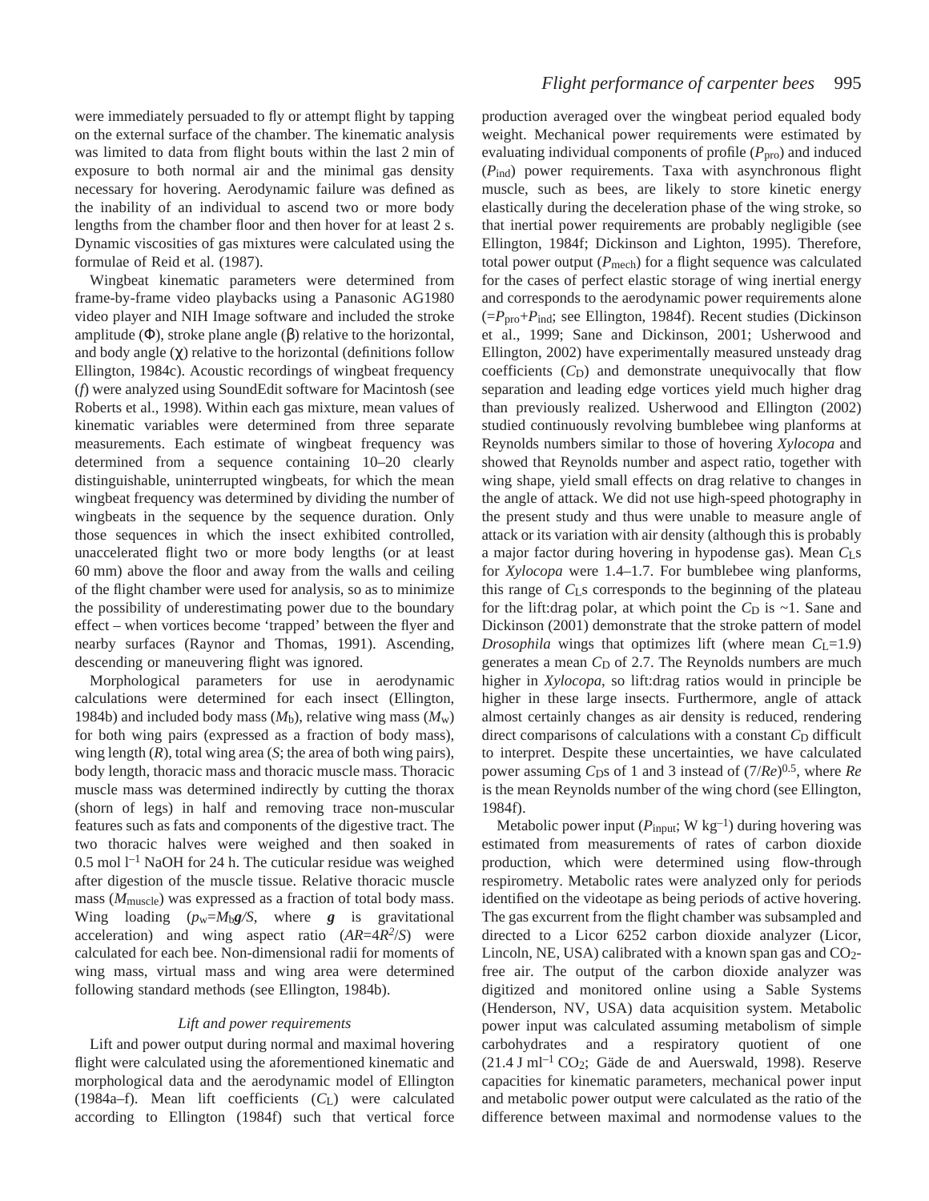were immediately persuaded to fly or attempt flight by tapping on the external surface of the chamber. The kinematic analysis was limited to data from flight bouts within the last 2 min of exposure to both normal air and the minimal gas density necessary for hovering. Aerodynamic failure was defined as the inability of an individual to ascend two or more body lengths from the chamber floor and then hover for at least 2 s. Dynamic viscosities of gas mixtures were calculated using the formulae of Reid et al. (1987).

Wingbeat kinematic parameters were determined from frame-by-frame video playbacks using a Panasonic AG1980 video player and NIH Image software and included the stroke amplitude ($\Phi$), stroke plane angle ($\beta$) relative to the horizontal, and body angle ($\chi$) relative to the horizontal (definitions follow Ellington, 1984c). Acoustic recordings of wingbeat frequency ($f$) were analyzed using SoundEdit software for Macintosh (see Roberts et al., 1998). Within each gas mixture, mean values of kinematic variables were determined from three separate measurements. Each estimate of wingbeat frequency was determined from a sequence containing 10–20 clearly distinguishable, uninterrupted wingbeats, for which the mean wingbeat frequency was determined by dividing the number of wingbeats in the sequence by the sequence duration. Only those sequences in which the insect exhibited controlled, unaccelerated flight two or more body lengths (or at least 60 mm) above the floor and away from the walls and ceiling of the flight chamber were used for analysis, so as to minimize the possibility of underestimating power due to the boundary effect – when vortices become 'trapped' between the flyer and nearby surfaces (Raynor and Thomas, 1991). Ascending, descending or maneuvering flight was ignored.

Morphological parameters for use in aerodynamic calculations were determined for each insect (Ellington, 1984b) and included body mass ($M_b$), relative wing mass ($M_w$) for both wing pairs (expressed as a fraction of body mass), wing length ($R$), total wing area ($S$; the area of both wing pairs), body length, thoracic mass and thoracic muscle mass. Thoracic muscle mass was determined indirectly by cutting the thorax (shorn of legs) in half and removing trace non-muscular features such as fats and components of the digestive tract. The two thoracic halves were weighed and then soaked in 0.5 mol l$^{-1}$ NaOH for 24 h. The cuticular residue was weighed after digestion of the muscle tissue. Relative thoracic muscle mass ($M_{muscle}$) was expressed as a fraction of total body mass. Wing loading ($p_w$=$M_b\boldsymbol{g}/S$, where $\boldsymbol{g}$ is gravitational acceleration) and wing aspect ratio ($AR$=$4R^2/S$) were calculated for each bee. Non-dimensional radii for moments of wing mass, virtual mass and wing area were determined following standard methods (see Ellington, 1984b).

### *Lift and power requirements*

Lift and power output during normal and maximal hovering flight were calculated using the aforementioned kinematic and morphological data and the aerodynamic model of Ellington (1984a–f). Mean lift coefficients ($C_L$) were calculated according to Ellington (1984f) such that vertical force production averaged over the wingbeat period equaled body weight. Mechanical power requirements were estimated by evaluating individual components of profile ($P_{pro}$) and induced ($P_{ind}$) power requirements. Taxa with asynchronous flight muscle, such as bees, are likely to store kinetic energy elastically during the deceleration phase of the wing stroke, so that inertial power requirements are probably negligible (see Ellington, 1984f; Dickinson and Lighton, 1995). Therefore, total power output ($P_{mech}$) for a flight sequence was calculated for the cases of perfect elastic storage of wing inertial energy and corresponds to the aerodynamic power requirements alone (=$P_{pro}$+$P_{ind}$; see Ellington, 1984f). Recent studies (Dickinson et al., 1999; Sane and Dickinson, 2001; Usherwood and Ellington, 2002) have experimentally measured unsteady drag coefficients ($C_D$) and demonstrate unequivocally that flow separation and leading edge vortices yield much higher drag than previously realized. Usherwood and Ellington (2002) studied continuously revolving bumblebee wing planforms at Reynolds numbers similar to those of hovering *Xylocopa* and showed that Reynolds number and aspect ratio, together with wing shape, yield small effects on drag relative to changes in the angle of attack. We did not use high-speed photography in the present study and thus were unable to measure angle of attack or its variation with air density (although this is probably a major factor during hovering in hypodense gas). Mean $C_L$s for *Xylocopa* were 1.4–1.7. For bumblebee wing planforms, this range of $C_L$s corresponds to the beginning of the plateau for the lift:drag polar, at which point the $C_D$ is ~1. Sane and Dickinson (2001) demonstrate that the stroke pattern of model *Drosophila* wings that optimizes lift (where mean $C_L$=1.9) generates a mean $C_D$ of 2.7. The Reynolds numbers are much higher in *Xylocopa*, so lift:drag ratios would in principle be higher in these large insects. Furthermore, angle of attack almost certainly changes as air density is reduced, rendering direct comparisons of calculations with a constant $C_D$ difficult to interpret. Despite these uncertainties, we have calculated power assuming $C_D$s of 1 and 3 instead of $(7/Re)^{0.5}$, where $Re$ is the mean Reynolds number of the wing chord (see Ellington, 1984f).

Metabolic power input ($P_{input}$; W kg$^{-1}$) during hovering was estimated from measurements of rates of carbon dioxide production, which were determined using flow-through respirometry. Metabolic rates were analyzed only for periods identified on the videotape as being periods of active hovering. The gas excurrent from the flight chamber was subsampled and directed to a Licor 6252 carbon dioxide analyzer (Licor, Lincoln, NE, USA) calibrated with a known span gas and $CO_2$-free air. The output of the carbon dioxide analyzer was digitized and monitored online using a Sable Systems (Henderson, NV, USA) data acquisition system. Metabolic power input was calculated assuming metabolism of simple carbohydrates and a respiratory quotient of one (21.4 J ml$^{-1}$ $CO_2$; Gäde de and Auerswald, 1998). Reserve capacities for kinematic parameters, mechanical power input and metabolic power output were calculated as the ratio of the difference between maximal and normodense values to the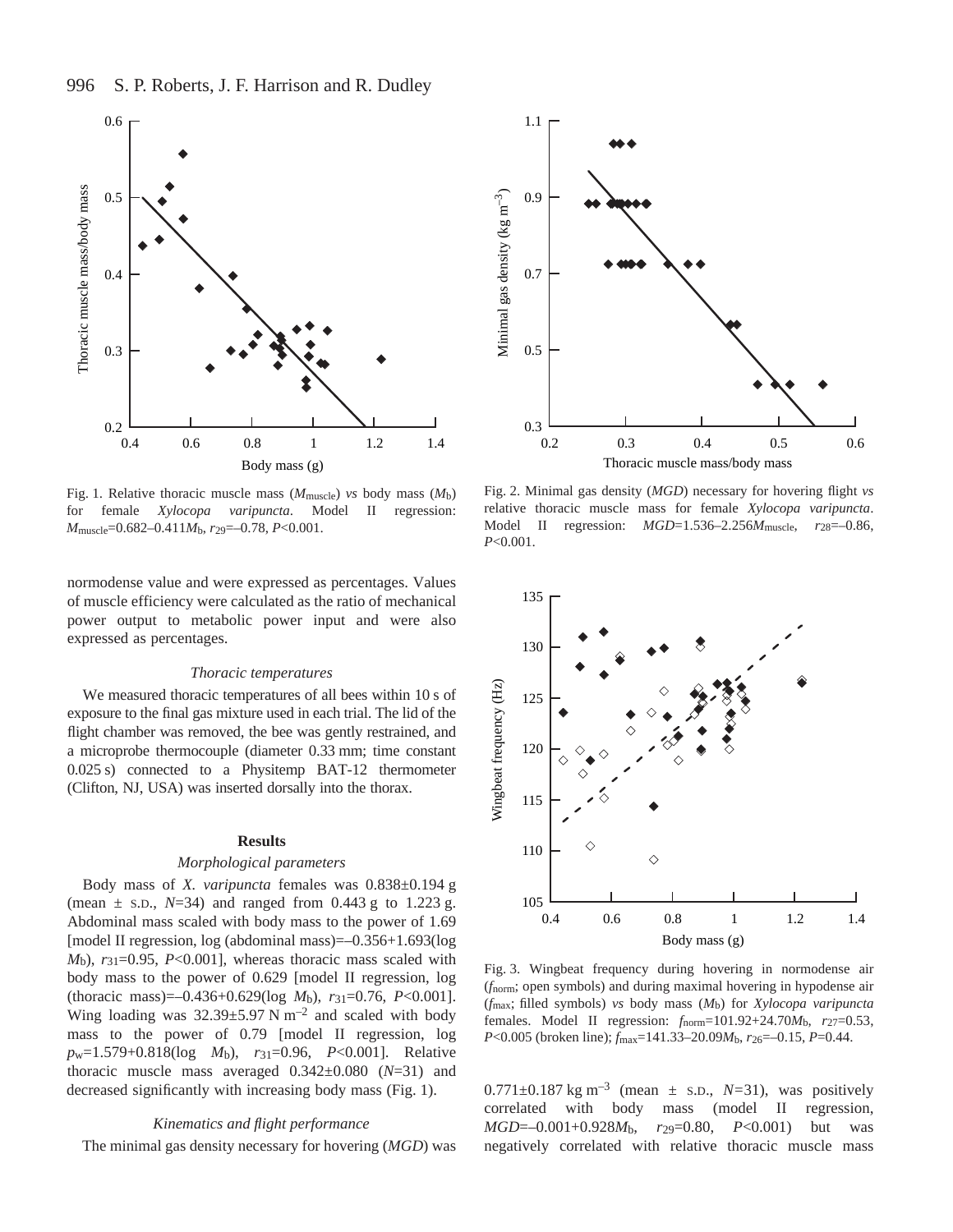Fig. 1. Relative thoracic muscle mass ($M_{muscle}$) *vs* body mass ($M_b$) for female *Xylocopa varipuncta*. Model II regression: $M_{muscle}$=0.682–0.411$M_b$, $r_{29}$=–0.78, $P$<0.001.

Fig. 2. Minimal gas density (*MGD*) necessary for hovering flight *vs* relative thoracic muscle mass for female *Xylocopa varipuncta*. Model II regression: *MGD*=1.536–2.256$M_{muscle}$, $r_{28}$=–0.86, $P$<0.001.

normodense value and were expressed as percentages. Values of muscle efficiency were calculated as the ratio of mechanical power output to metabolic power input and were also expressed as percentages.

### *Thoracic temperatures*

We measured thoracic temperatures of all bees within 10 s of exposure to the final gas mixture used in each trial. The lid of the flight chamber was removed, the bee was gently restrained, and a microprobe thermocouple (diameter 0.33 mm; time constant 0.025 s) connected to a Physitemp BAT-12 thermometer (Clifton, NJ, USA) was inserted dorsally into the thorax.

## Results

### *Morphological parameters*

Body mass of *X. varipuncta* females was 0.838±0.194 g (mean ± S.D., $N$=34) and ranged from 0.443 g to 1.223 g. Abdominal mass scaled with body mass to the power of 1.69 [model II regression, log (abdominal mass)=–0.356+1.693(log $M_b$), $r_{31}$=0.95, $P$<0.001], whereas thoracic mass scaled with body mass to the power of 0.629 [model II regression, log (thoracic mass)=–0.436+0.629(log $M_b$), $r_{31}$=0.76, $P$<0.001]. Wing loading was 32.39±5.97 N m$^{-2}$ and scaled with body mass to the power of 0.79 [model II regression, log $p_w$=1.579+0.818(log $M_b$), $r_{31}$=0.96, $P$<0.001]. Relative thoracic muscle mass averaged 0.342±0.080 ($N$=31) and decreased significantly with increasing body mass (Fig. 1).

### *Kinematics and flight performance*

The minimal gas density necessary for hovering (*MGD*) was 0.771±0.187 kg m$^{-3}$ (mean ± S.D., $N$=31), was positively correlated with body mass (model II regression, *MGD*=–0.001+0.928$M_b$, $r_{29}$=0.80, $P$<0.001) but was negatively correlated with relative thoracic muscle mass

Fig. 3. Wingbeat frequency during hovering in normodense air ($f_{norm}$; open symbols) and during maximal hovering in hypodense air ($f_{max}$; filled symbols) *vs* body mass ($M_b$) for *Xylocopa varipuncta* females. Model II regression: $f_{norm}$=101.92+24.70$M_b$, $r_{27}$=0.53, $P$<0.005 (broken line); $f_{max}$=141.33–20.09$M_b$, $r_{26}$=–0.15, $P$=0.44.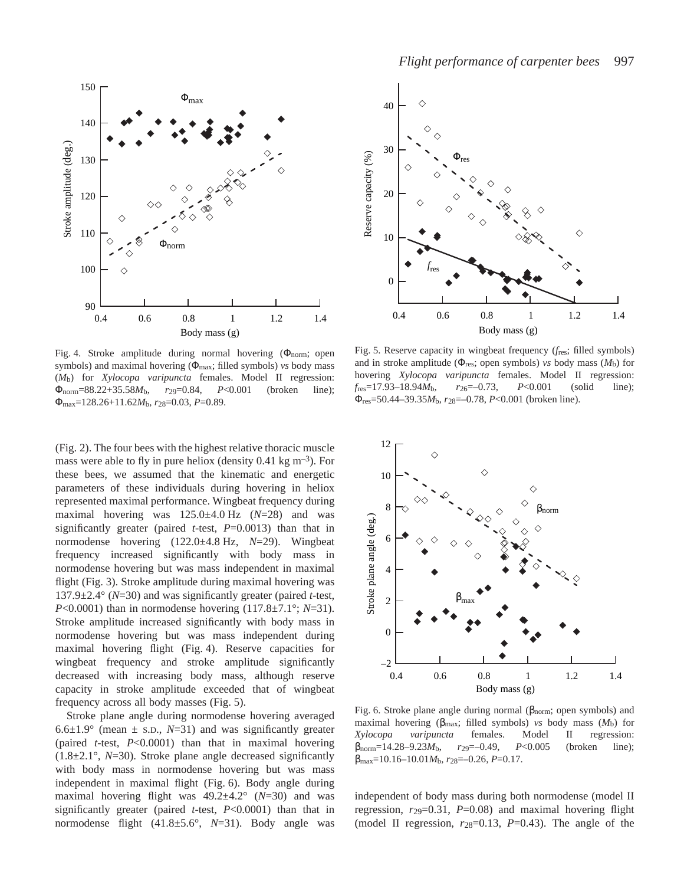Fig. 4. Stroke amplitude during normal hovering ($\Phi_{norm}$; open symbols) and maximal hovering ($\Phi_{max}$; filled symbols) *vs* body mass ($M_b$) for *Xylocopa varipuncta* females. Model II regression: $\Phi_{norm}$=88.22+35.58$M_b$, $r_{29}$=0.84, $P$<0.001 (broken line); $\Phi_{max}$=128.26+11.62$M_b$, $r_{28}$=0.03, $P$=0.89.

Fig. 5. Reserve capacity in wingbeat frequency ($f_{res}$; filled symbols) and in stroke amplitude ($\Phi_{res}$; open symbols) *vs* body mass ($M_b$) for hovering *Xylocopa varipuncta* females. Model II regression: $f_{res}$=17.93–18.94$M_b$, $r_{26}$=–0.73, $P$<0.001 (solid line); $\Phi_{res}$=50.44–39.35$M_b$, $r_{28}$=–0.78, $P$<0.001 (broken line).

(Fig. 2). The four bees with the highest relative thoracic muscle mass were able to fly in pure heliox (density 0.41 kg m$^{-3}$). For these bees, we assumed that the kinematic and energetic parameters of these individuals during hovering in heliox represented maximal performance. Wingbeat frequency during maximal hovering was 125.0±4.0 Hz ($N$=28) and was significantly greater (paired *t*-test, $P$=0.0013) than that in normodense hovering (122.0±4.8 Hz, $N$=29). Wingbeat frequency increased significantly with body mass in normodense hovering but was mass independent in maximal flight (Fig. 3). Stroke amplitude during maximal hovering was 137.9±2.4° ($N$=30) and was significantly greater (paired *t*-test, $P$<0.0001) than in normodense hovering (117.8±7.1°; $N$=31). Stroke amplitude increased significantly with body mass in normodense hovering but was mass independent during maximal hovering flight (Fig. 4). Reserve capacities for wingbeat frequency and stroke amplitude significantly decreased with increasing body mass, although reserve capacity in stroke amplitude exceeded that of wingbeat frequency across all body masses (Fig. 5).

Stroke plane angle during normodense hovering averaged 6.6±1.9° (mean ± S.D., $N$=31) and was significantly greater (paired *t*-test, $P$<0.0001) than that in maximal hovering (1.8±2.1°, $N$=30). Stroke plane angle decreased significantly with body mass in normodense hovering but was mass independent in maximal flight (Fig. 6). Body angle during maximal hovering flight was 49.2±4.2° ($N$=30) and was significantly greater (paired *t*-test, $P$<0.0001) than that in normodense flight (41.8±5.6°, $N$=31). Body angle was independent of body mass during both normodense (model II regression, $r_{29}$=0.31, $P$=0.08) and maximal hovering flight (model II regression, $r_{28}$=0.13, $P$=0.43). The angle of the

Fig. 6. Stroke plane angle during normal ($\beta_{norm}$; open symbols) and maximal hovering ($\beta_{max}$; filled symbols) *vs* body mass ($M_b$) for *Xylocopa varipuncta* females. Model II regression: $\beta_{norm}$=14.28–9.23$M_b$, $r_{29}$=–0.49, $P$<0.005 (broken line); $\beta_{max}$=10.16–10.01$M_b$, $r_{28}$=–0.26, $P$=0.17.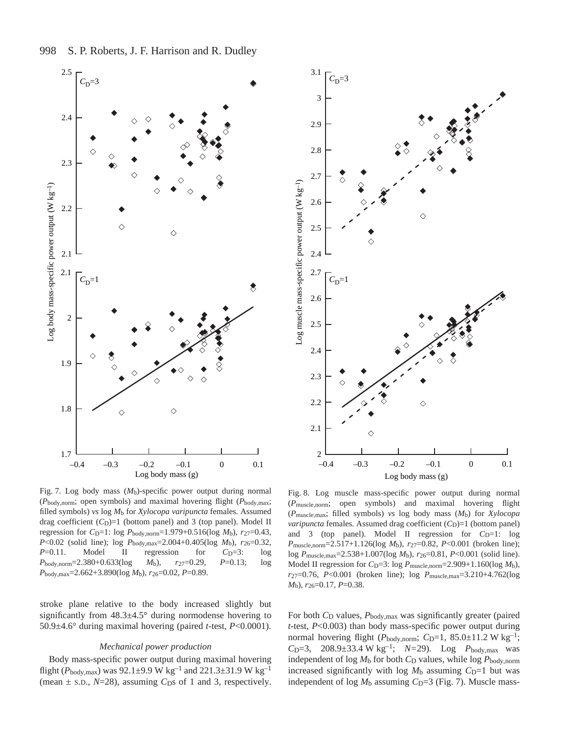Fig. 7. Log body mass ($M_b$)-specific power output during normal ($P_{body,norm}$; open symbols) and maximal hovering flight ($P_{body,max}$; filled symbols) *vs* log $M_b$ for *Xylocopa varipuncta* females. Assumed drag coefficient ($C_D$)=1 (bottom panel) and 3 (top panel). Model II regression for $C_D$=1: log $P_{body,norm}$=1.979+0.516(log $M_b$), $r_{27}$=0.43, $P$<0.02 (solid line); log $P_{body,max}$=2.004+0.405(log $M_b$), $r_{26}$=0.32, $P$=0.11. Model II regression for $C_D$=3: log $P_{body,norm}$=2.380+0.633(log $M_b$), $r_{27}$=0.29, $P$=0.13; log $P_{body,max}$=2.662+3.890(log $M_b$), $r_{26}$=0.02, $P$=0.89.

Fig. 8. Log muscle mass-specific power output during normal ($P_{muscle,norm}$; open symbols) and maximal hovering flight ($P_{muscle,max}$; filled symbols) *vs* log body mass ($M_b$) for *Xylocopa varipuncta* females. Assumed drag coefficient ($C_D$)=1 (bottom panel) and 3 (top panel). Model II regression for $C_D$=1: log $P_{muscle,norm}$=2.517+1.126(log $M_b$), $r_{27}$=0.82, $P$<0.001 (broken line); log $P_{muscle,max}$=2.538+1.007(log $M_b$), $r_{26}$=0.81, $P$<0.001 (solid line). Model II regression for $C_D$=3: log $P_{muscle,norm}$=2.909+1.160(log $M_b$), $r_{27}$=0.76, $P$<0.001 (broken line); log $P_{muscle,max}$=3.210+4.762(log $M_b$), $r_{26}$=0.17, $P$=0.38.

stroke plane relative to the body increased slightly but significantly from 48.3±4.5° during normodense hovering to 50.9±4.6° during maximal hovering (paired *t*-test, $P$<0.0001).

### *Mechanical power production*

Body mass-specific power output during maximal hovering flight ($P_{body,max}$) was 92.1±9.9 W kg$^{-1}$ and 221.3±31.9 W kg$^{-1}$ (mean ± S.D., $N$=28), assuming $C_D$s of 1 and 3, respectively. For both $C_D$ values, $P_{body,max}$ was significantly greater (paired *t*-test, $P$<0.003) than body mass-specific power output during normal hovering flight ($P_{body,norm}$; $C_D$=1, 85.0±11.2 W kg$^{-1}$; $C_D$=3, 208.9±33.4 W kg$^{-1}$; $N$=29). Log $P_{body,max}$ was independent of log $M_b$ for both $C_D$ values, while log $P_{body,norm}$ increased significantly with log $M_b$ assuming $C_D$=1 but was independent of log $M_b$ assuming $C_D$=3 (Fig. 7). Muscle mass-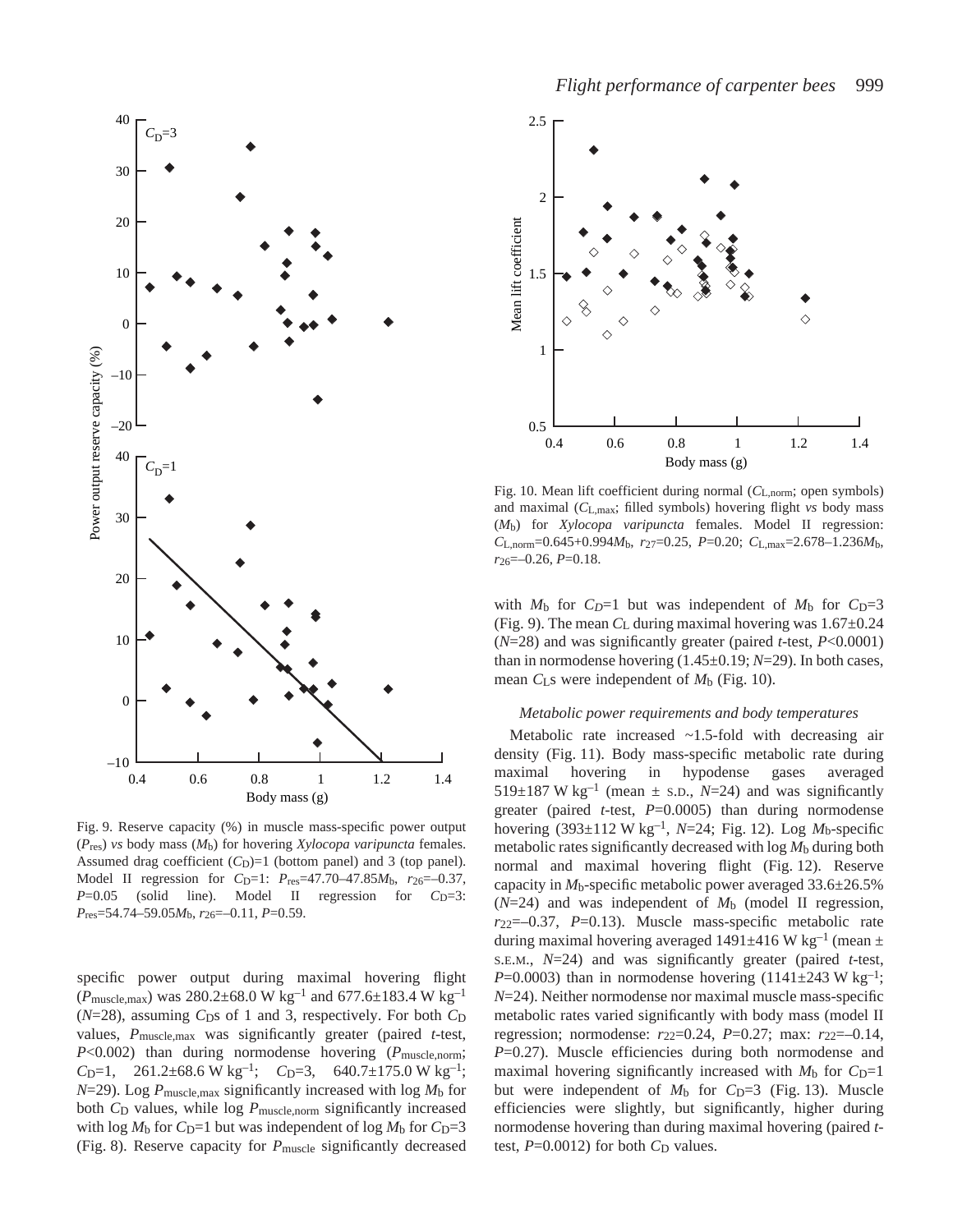Fig. 9. Reserve capacity (%) in muscle mass-specific power output ($P_{res}$) *vs* body mass ($M_b$) for hovering *Xylocopa varipuncta* females. Assumed drag coefficient ($C_D$)=1 (bottom panel) and 3 (top panel). Model II regression for $C_D$=1: $P_{res}$=47.70–47.85$M_b$, $r_{26}$=–0.37, $P$=0.05 (solid line). Model II regression for $C_D$=3: $P_{res}$=54.74–59.05$M_b$, $r_{26}$=–0.11, $P$=0.59.

specific power output during maximal hovering flight ($P_{muscle,max}$) was 280.2±68.0 W kg$^{-1}$ and 677.6±183.4 W kg$^{-1}$ ($N$=28), assuming $C_D$s of 1 and 3, respectively. For both $C_D$ values, $P_{muscle,max}$ was significantly greater (paired *t*-test, $P$<0.002) than during normodense hovering ($P_{muscle,norm}$; $C_D$=1, 261.2±68.6 W kg$^{-1}$; $C_D$=3, 640.7±175.0 W kg$^{-1}$; $N$=29). Log $P_{muscle,max}$ significantly increased with log $M_b$ for both $C_D$ values, while log $P_{muscle,norm}$ significantly increased with log $M_b$ for $C_D$=1 but was independent of log $M_b$ for $C_D$=3 (Fig. 8). Reserve capacity for $P_{muscle}$ significantly decreased with $M_b$ for $C_D$=1 but was independent of $M_b$ for $C_D$=3 (Fig. 9). The mean $C_L$ during maximal hovering was 1.67±0.24 ($N$=28) and was significantly greater (paired *t*-test, $P$<0.0001) than in normodense hovering (1.45±0.19; $N$=29). In both cases, mean $C_L$s were independent of $M_b$ (Fig. 10).

Fig. 10. Mean lift coefficient during normal ($C_{L,norm}$; open symbols) and maximal ($C_{L,max}$; filled symbols) hovering flight *vs* body mass ($M_b$) for *Xylocopa varipuncta* females. Model II regression: $C_{L,norm}$=0.645+0.994$M_b$, $r_{27}$=0.25, $P$=0.20; $C_{L,max}$=2.678–1.236$M_b$, $r_{26}$=–0.26, $P$=0.18.

### *Metabolic power requirements and body temperatures*

Metabolic rate increased ~1.5-fold with decreasing air density (Fig. 11). Body mass-specific metabolic rate during maximal hovering in hypodense gases averaged 519±187 W kg$^{-1}$ (mean ± S.D., $N$=24) and was significantly greater (paired *t*-test, $P$=0.0005) than during normodense hovering (393±112 W kg$^{-1}$, $N$=24; Fig. 12). Log $M_b$-specific metabolic rates significantly decreased with log $M_b$ during both normal and maximal hovering flight (Fig. 12). Reserve capacity in $M_b$-specific metabolic power averaged 33.6±26.5% ($N$=24) and was independent of $M_b$ (model II regression, $r_{22}$=–0.37, $P$=0.13). Muscle mass-specific metabolic rate during maximal hovering averaged 1491±416 W kg$^{-1}$ (mean ± S.E.M., $N$=24) and was significantly greater (paired *t*-test, $P$=0.0003) than in normodense hovering (1141±243 W kg$^{-1}$; $N$=24). Neither normodense nor maximal muscle mass-specific metabolic rates varied significantly with body mass (model II regression; normodense: $r_{22}$=0.24, $P$=0.27; max: $r_{22}$=–0.14, $P$=0.27). Muscle efficiencies during both normodense and maximal hovering significantly increased with $M_b$ for $C_D$=1 but were independent of $M_b$ for $C_D$=3 (Fig. 13). Muscle efficiencies were slightly, but significantly, higher during normodense hovering than during maximal hovering (paired *t*-test, $P$=0.0012) for both $C_D$ values.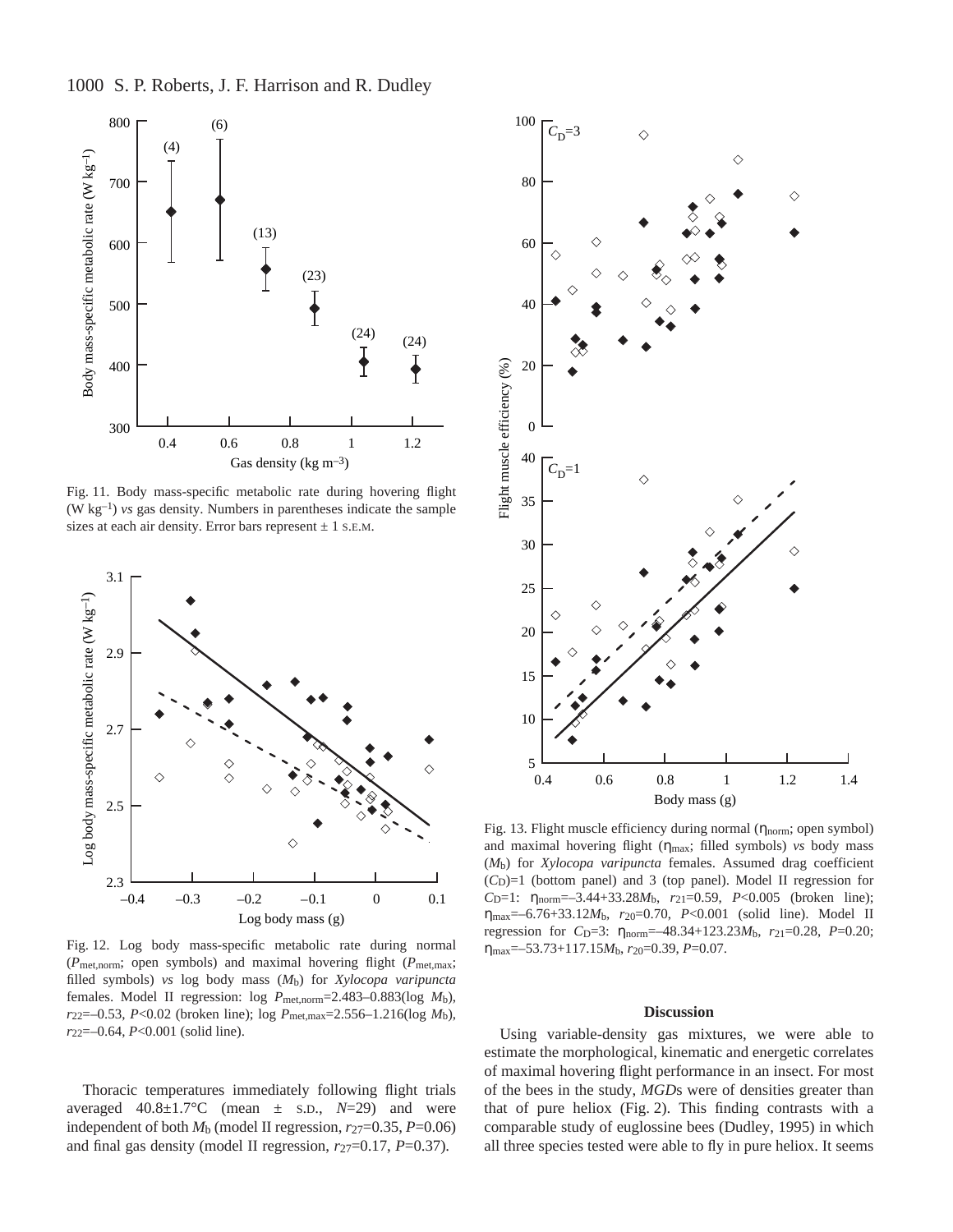Fig. 11. Body mass-specific metabolic rate during hovering flight (W kg$^{-1}$) *vs* gas density. Numbers in parentheses indicate the sample sizes at each air density. Error bars represent ± 1 S.E.M.

Fig. 12. Log body mass-specific metabolic rate during normal ($P_{met,norm}$; open symbols) and maximal hovering flight ($P_{met,max}$; filled symbols) *vs* log body mass ($M_b$) for *Xylocopa varipuncta* females. Model II regression: log $P_{met,norm}$=2.483–0.883(log $M_b$), $r_{22}$=–0.53, $P$<0.02 (broken line); log $P_{met,max}$=2.556–1.216(log $M_b$), $r_{22}$=–0.64, $P$<0.001 (solid line).

Thoracic temperatures immediately following flight trials averaged 40.8±1.7°C (mean ± S.D., $N$=29) and were independent of both $M_b$ (model II regression, $r_{27}$=0.35, $P$=0.06) and final gas density (model II regression, $r_{27}$=0.17, $P$=0.37).

Fig. 13. Flight muscle efficiency during normal ($\eta_{norm}$; open symbol) and maximal hovering flight ($\eta_{max}$; filled symbols) *vs* body mass ($M_b$) for *Xylocopa varipuncta* females. Assumed drag coefficient ($C_D$)=1 (bottom panel) and 3 (top panel). Model II regression for $C_D$=1: $\eta_{norm}$=–3.44+33.28$M_b$, $r_{21}$=0.59, $P$<0.005 (broken line); $\eta_{max}$=–6.76+33.12$M_b$, $r_{20}$=0.70, $P$<0.001 (solid line). Model II regression for $C_D$=3: $\eta_{norm}$=–48.34+123.23$M_b$, $r_{21}$=0.28, $P$=0.20; $\eta_{max}$=–53.73+117.15$M_b$, $r_{20}$=0.39, $P$=0.07.

## Discussion

Using variable-density gas mixtures, we were able to estimate the morphological, kinematic and energetic correlates of maximal hovering flight performance in an insect. For most of the bees in the study, *MGD*s were of densities greater than that of pure heliox (Fig. 2). This finding contrasts with a comparable study of euglossine bees (Dudley, 1995) in which all three species tested were able to fly in pure heliox. It seems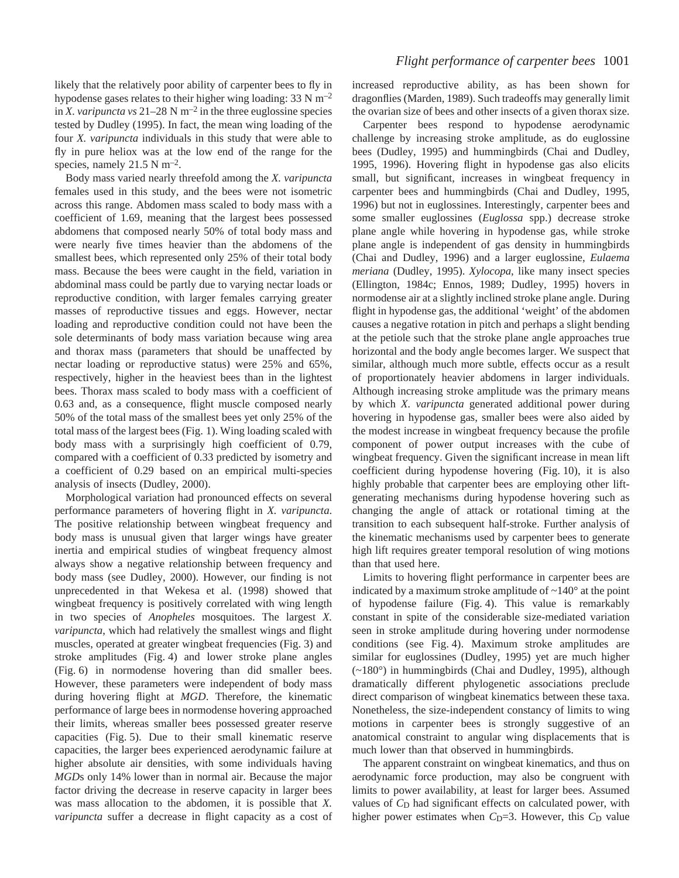likely that the relatively poor ability of carpenter bees to fly in hypodense gases relates to their higher wing loading: 33 N m$^{-2}$ in *X. varipuncta vs* 21–28 N m$^{-2}$ in the three euglossine species tested by Dudley (1995). In fact, the mean wing loading of the four *X. varipuncta* individuals in this study that were able to fly in pure heliox was at the low end of the range for the species, namely 21.5 N m$^{-2}$.

Body mass varied nearly threefold among the *X. varipuncta* females used in this study, and the bees were not isometric across this range. Abdomen mass scaled to body mass with a coefficient of 1.69, meaning that the largest bees possessed abdomens that composed nearly 50% of total body mass and were nearly five times heavier than the abdomens of the smallest bees, which represented only 25% of their total body mass. Because the bees were caught in the field, variation in abdominal mass could be partly due to varying nectar loads or reproductive condition, with larger females carrying greater masses of reproductive tissues and eggs. However, nectar loading and reproductive condition could not have been the sole determinants of body mass variation because wing area and thorax mass (parameters that should be unaffected by nectar loading or reproductive status) were 25% and 65%, respectively, higher in the heaviest bees than in the lightest bees. Thorax mass scaled to body mass with a coefficient of 0.63 and, as a consequence, flight muscle composed nearly 50% of the total mass of the smallest bees yet only 25% of the total mass of the largest bees (Fig. 1). Wing loading scaled with body mass with a surprisingly high coefficient of 0.79, compared with a coefficient of 0.33 predicted by isometry and a coefficient of 0.29 based on an empirical multi-species analysis of insects (Dudley, 2000).

Morphological variation had pronounced effects on several performance parameters of hovering flight in *X. varipuncta*. The positive relationship between wingbeat frequency and body mass is unusual given that larger wings have greater inertia and empirical studies of wingbeat frequency almost always show a negative relationship between frequency and body mass (see Dudley, 2000). However, our finding is not unprecedented in that Wekesa et al. (1998) showed that wingbeat frequency is positively correlated with wing length in two species of *Anopheles* mosquitoes. The largest *X. varipuncta*, which had relatively the smallest wings and flight muscles, operated at greater wingbeat frequencies (Fig. 3) and stroke amplitudes (Fig. 4) and lower stroke plane angles (Fig. 6) in normodense hovering than did smaller bees. However, these parameters were independent of body mass during hovering flight at *MGD*. Therefore, the kinematic performance of large bees in normodense hovering approached their limits, whereas smaller bees possessed greater reserve capacities (Fig. 5). Due to their small kinematic reserve capacities, the larger bees experienced aerodynamic failure at higher absolute air densities, with some individuals having *MGD*s only 14% lower than in normal air. Because the major factor driving the decrease in reserve capacity in larger bees was mass allocation to the abdomen, it is possible that *X. varipuncta* suffer a decrease in flight capacity as a cost of increased reproductive ability, as has been shown for dragonflies (Marden, 1989). Such tradeoffs may generally limit the ovarian size of bees and other insects of a given thorax size.

Carpenter bees respond to hypodense aerodynamic challenge by increasing stroke amplitude, as do euglossine bees (Dudley, 1995) and hummingbirds (Chai and Dudley, 1995, 1996). Hovering flight in hypodense gas also elicits small, but significant, increases in wingbeat frequency in carpenter bees and hummingbirds (Chai and Dudley, 1995, 1996) but not in euglossines. Interestingly, carpenter bees and some smaller euglossines (*Euglossa* spp.) decrease stroke plane angle while hovering in hypodense gas, while stroke plane angle is independent of gas density in hummingbirds (Chai and Dudley, 1996) and a larger euglossine, *Eulaema meriana* (Dudley, 1995). *Xylocopa*, like many insect species (Ellington, 1984c; Ennos, 1989; Dudley, 1995) hovers in normodense air at a slightly inclined stroke plane angle. During flight in hypodense gas, the additional 'weight' of the abdomen causes a negative rotation in pitch and perhaps a slight bending at the petiole such that the stroke plane angle approaches true horizontal and the body angle becomes larger. We suspect that similar, although much more subtle, effects occur as a result of proportionately heavier abdomens in larger individuals. Although increasing stroke amplitude was the primary means by which *X. varipuncta* generated additional power during hovering in hypodense gas, smaller bees were also aided by the modest increase in wingbeat frequency because the profile component of power output increases with the cube of wingbeat frequency. Given the significant increase in mean lift coefficient during hypodense hovering (Fig. 10), it is also highly probable that carpenter bees are employing other lift-generating mechanisms during hypodense hovering such as changing the angle of attack or rotational timing at the transition to each subsequent half-stroke. Further analysis of the kinematic mechanisms used by carpenter bees to generate high lift requires greater temporal resolution of wing motions than that used here.

Limits to hovering flight performance in carpenter bees are indicated by a maximum stroke amplitude of ~140° at the point of hypodense failure (Fig. 4). This value is remarkably constant in spite of the considerable size-mediated variation seen in stroke amplitude during hovering under normodense conditions (see Fig. 4). Maximum stroke amplitudes are similar for euglossines (Dudley, 1995) yet are much higher (~180°) in hummingbirds (Chai and Dudley, 1995), although dramatically different phylogenetic associations preclude direct comparison of wingbeat kinematics between these taxa. Nonetheless, the size-independent constancy of limits to wing motions in carpenter bees is strongly suggestive of an anatomical constraint to angular wing displacements that is much lower than that observed in hummingbirds.

The apparent constraint on wingbeat kinematics, and thus on aerodynamic force production, may also be congruent with limits to power availability, at least for larger bees. Assumed values of $C_D$ had significant effects on calculated power, with higher power estimates when $C_D$=3. However, this $C_D$ value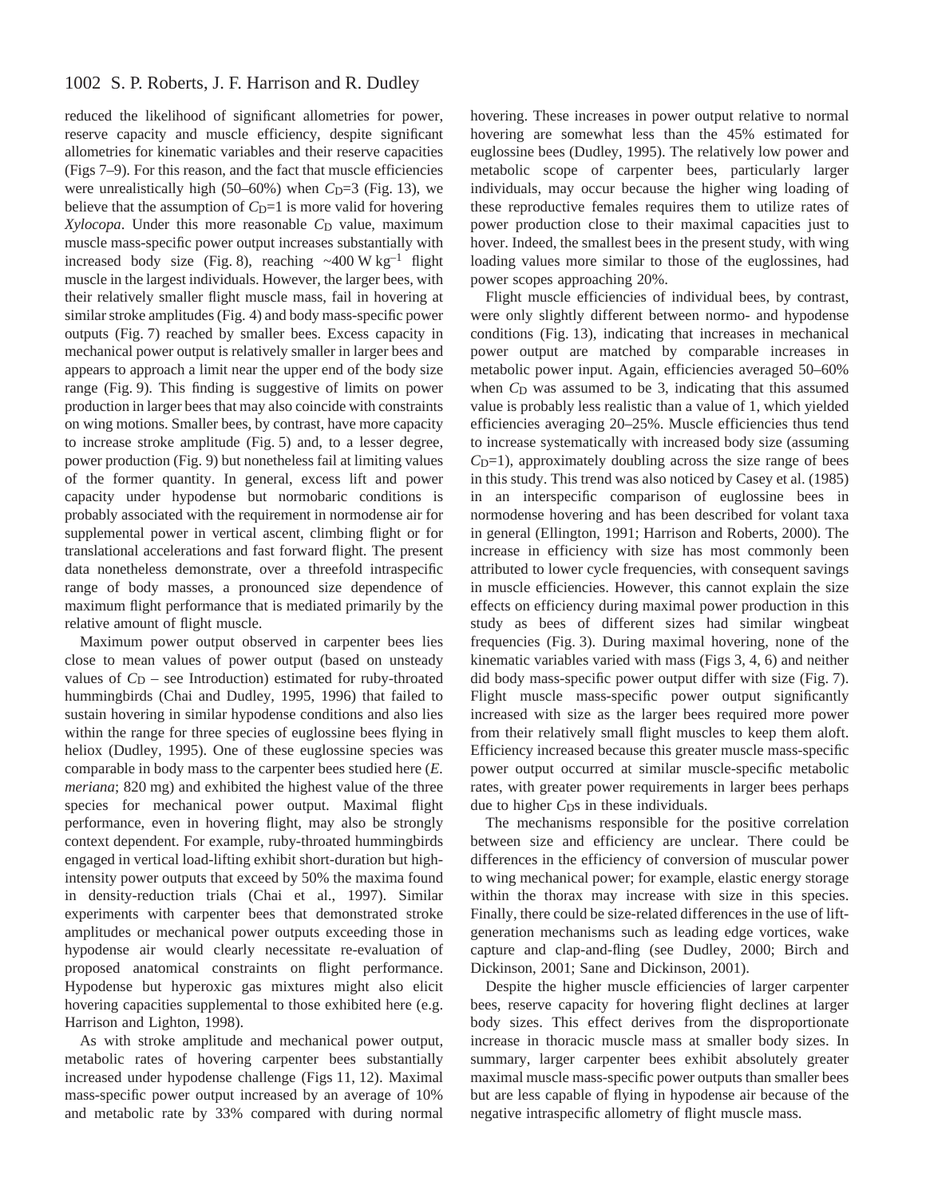reduced the likelihood of significant allometries for power, reserve capacity and muscle efficiency, despite significant allometries for kinematic variables and their reserve capacities (Figs 7–9). For this reason, and the fact that muscle efficiencies were unrealistically high (50–60%) when $C_D$=3 (Fig. 13), we believe that the assumption of $C_D$=1 is more valid for hovering *Xylocopa*. Under this more reasonable $C_D$ value, maximum muscle mass-specific power output increases substantially with increased body size (Fig. 8), reaching ~400 W kg$^{-1}$ flight muscle in the largest individuals. However, the larger bees, with their relatively smaller flight muscle mass, fail in hovering at similar stroke amplitudes (Fig. 4) and body mass-specific power outputs (Fig. 7) reached by smaller bees. Excess capacity in mechanical power output is relatively smaller in larger bees and appears to approach a limit near the upper end of the body size range (Fig. 9). This finding is suggestive of limits on power production in larger bees that may also coincide with constraints on wing motions. Smaller bees, by contrast, have more capacity to increase stroke amplitude (Fig. 5) and, to a lesser degree, power production (Fig. 9) but nonetheless fail at limiting values of the former quantity. In general, excess lift and power capacity under hypodense but normobaric conditions is probably associated with the requirement in normodense air for supplemental power in vertical ascent, climbing flight or for translational accelerations and fast forward flight. The present data nonetheless demonstrate, over a threefold intraspecific range of body masses, a pronounced size dependence of maximum flight performance that is mediated primarily by the relative amount of flight muscle.

Maximum power output observed in carpenter bees lies close to mean values of power output (based on unsteady values of $C_D$ – see Introduction) estimated for ruby-throated hummingbirds (Chai and Dudley, 1995, 1996) that failed to sustain hovering in similar hypodense conditions and also lies within the range for three species of euglossine bees flying in heliox (Dudley, 1995). One of these euglossine species was comparable in body mass to the carpenter bees studied here (*E. meriana*; 820 mg) and exhibited the highest value of the three species for mechanical power output. Maximal flight performance, even in hovering flight, may also be strongly context dependent. For example, ruby-throated hummingbirds engaged in vertical load-lifting exhibit short-duration but high-intensity power outputs that exceed by 50% the maxima found in density-reduction trials (Chai et al., 1997). Similar experiments with carpenter bees that demonstrated stroke amplitudes or mechanical power outputs exceeding those in hypodense air would clearly necessitate re-evaluation of proposed anatomical constraints on flight performance. Hypodense but hyperoxic gas mixtures might also elicit hovering capacities supplemental to those exhibited here (e.g. Harrison and Lighton, 1998).

As with stroke amplitude and mechanical power output, metabolic rates of hovering carpenter bees substantially increased under hypodense challenge (Figs 11, 12). Maximal mass-specific power output increased by an average of 10% and metabolic rate by 33% compared with during normal hovering. These increases in power output relative to normal hovering are somewhat less than the 45% estimated for euglossine bees (Dudley, 1995). The relatively low power and metabolic scope of carpenter bees, particularly larger individuals, may occur because the higher wing loading of these reproductive females requires them to utilize rates of power production close to their maximal capacities just to hover. Indeed, the smallest bees in the present study, with wing loading values more similar to those of the euglossines, had power scopes approaching 20%.

Flight muscle efficiencies of individual bees, by contrast, were only slightly different between normo- and hypodense conditions (Fig. 13), indicating that increases in mechanical power output are matched by comparable increases in metabolic power input. Again, efficiencies averaged 50–60% when $C_D$ was assumed to be 3, indicating that this assumed value is probably less realistic than a value of 1, which yielded efficiencies averaging 20–25%. Muscle efficiencies thus tend to increase systematically with increased body size (assuming $C_D$=1), approximately doubling across the size range of bees in this study. This trend was also noticed by Casey et al. (1985) in an interspecific comparison of euglossine bees in normodense hovering and has been described for volant taxa in general (Ellington, 1991; Harrison and Roberts, 2000). The increase in efficiency with size has most commonly been attributed to lower cycle frequencies, with consequent savings in muscle efficiencies. However, this cannot explain the size effects on efficiency during maximal power production in this study as bees of different sizes had similar wingbeat frequencies (Fig. 3). During maximal hovering, none of the kinematic variables varied with mass (Figs 3, 4, 6) and neither did body mass-specific power output differ with size (Fig. 7). Flight muscle mass-specific power output significantly increased with size as the larger bees required more power from their relatively small flight muscles to keep them aloft. Efficiency increased because this greater muscle mass-specific power output occurred at similar muscle-specific metabolic rates, with greater power requirements in larger bees perhaps due to higher $C_D$s in these individuals.

The mechanisms responsible for the positive correlation between size and efficiency are unclear. There could be differences in the efficiency of conversion of muscular power to wing mechanical power; for example, elastic energy storage within the thorax may increase with size in this species. Finally, there could be size-related differences in the use of lift-generation mechanisms such as leading edge vortices, wake capture and clap-and-fling (see Dudley, 2000; Birch and Dickinson, 2001; Sane and Dickinson, 2001).

Despite the higher muscle efficiencies of larger carpenter bees, reserve capacity for hovering flight declines at larger body sizes. This effect derives from the disproportionate increase in thoracic muscle mass at smaller body sizes. In summary, larger carpenter bees exhibit absolutely greater maximal muscle mass-specific power outputs than smaller bees but are less capable of flying in hypodense air because of the negative intraspecific allometry of flight muscle mass.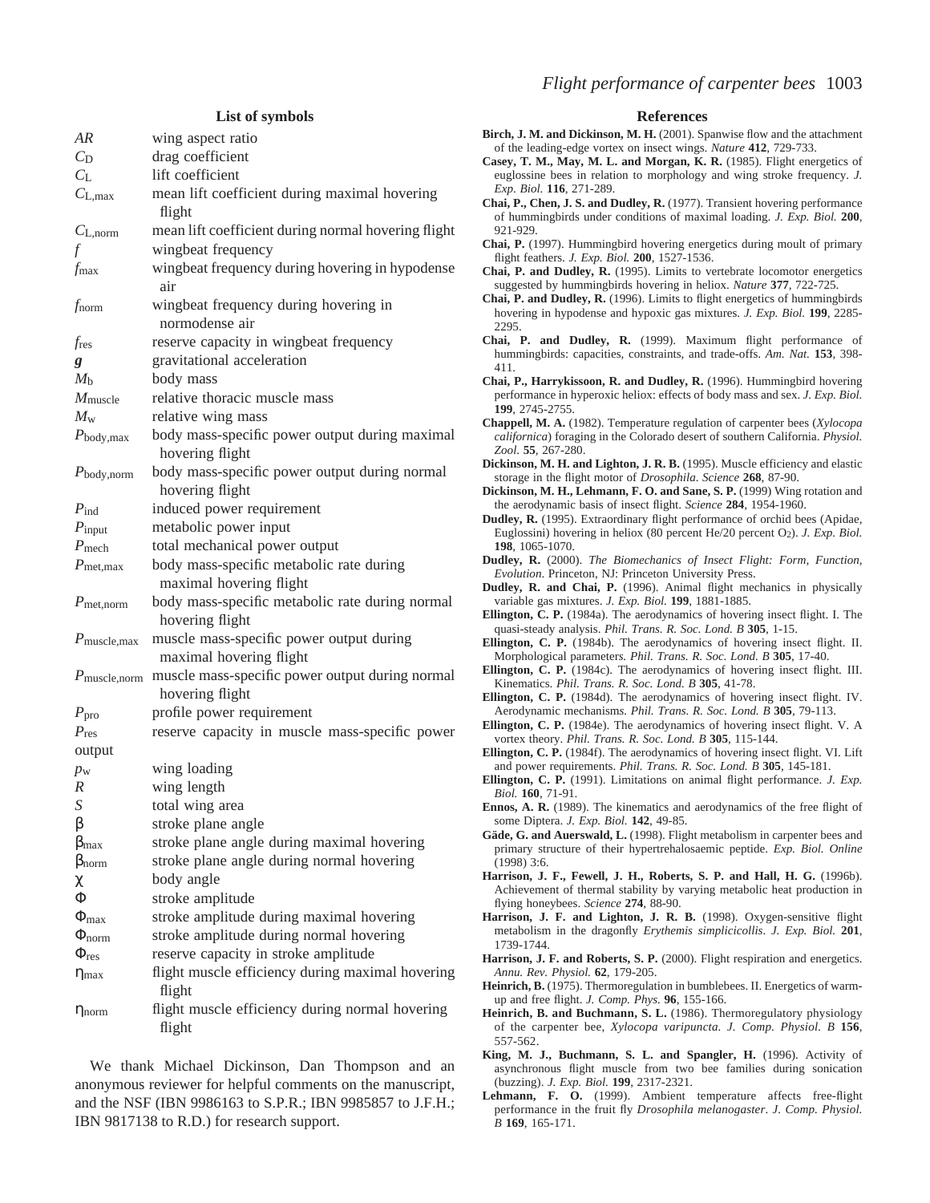## List of symbols

| | |
|---|---|
| $AR$ | wing aspect ratio |
| $C_D$ | drag coefficient |
| $C_L$ | lift coefficient |
| $C_{L,max}$ | mean lift coefficient during maximal hovering flight |
| $C_{L,norm}$ | mean lift coefficient during normal hovering flight |
| $f$ | wingbeat frequency |
| $f_{max}$ | wingbeat frequency during hovering in hypodense air |
| $f_{norm}$ | wingbeat frequency during hovering in normodense air |
| $f_{res}$ | reserve capacity in wingbeat frequency |
| $\boldsymbol{g}$ | gravitational acceleration |
| $M_b$ | body mass |
| $M_{muscle}$ | relative thoracic muscle mass |
| $M_w$ | relative wing mass |
| $P_{body,max}$ | body mass-specific power output during maximal hovering flight |
| $P_{body,norm}$ | body mass-specific power output during normal hovering flight |
| $P_{ind}$ | induced power requirement |
| $P_{input}$ | metabolic power input |
| $P_{mech}$ | total mechanical power output |
| $P_{met,max}$ | body mass-specific metabolic rate during maximal hovering flight |
| $P_{met,norm}$ | body mass-specific metabolic rate during normal hovering flight |
| $P_{muscle,max}$ | muscle mass-specific power output during maximal hovering flight |
| $P_{muscle,norm}$ | muscle mass-specific power output during normal hovering flight |
| $P_{pro}$ | profile power requirement |
| $P_{res}$ | reserve capacity in muscle mass-specific power output |
| $p_w$ | wing loading |
| $R$ | wing length |
| $S$ | total wing area |
| $\beta$ | stroke plane angle |
| $\beta_{max}$ | stroke plane angle during maximal hovering |
| $\beta_{norm}$ | stroke plane angle during normal hovering |
| $\chi$ | body angle |
| $\Phi$ | stroke amplitude |
| $\Phi_{max}$ | stroke amplitude during maximal hovering |
| $\Phi_{norm}$ | stroke amplitude during normal hovering |
| $\Phi_{res}$ | reserve capacity in stroke amplitude |
| $\eta_{max}$ | flight muscle efficiency during maximal hovering flight |
| $\eta_{norm}$ | flight muscle efficiency during normal hovering flight |

We thank Michael Dickinson, Dan Thompson and an anonymous reviewer for helpful comments on the manuscript, and the NSF (IBN 9986163 to S.P.R.; IBN 9985857 to J.F.H.; IBN 9817138 to R.D.) for research support.

## References

**Birch, J. M. and Dickinson, M. H.** (2001). Spanwise flow and the attachment of the leading-edge vortex on insect wings. *Nature* **412**, 729-733.

**Casey, T. M., May, M. L. and Morgan, K. R.** (1985). Flight energetics of euglossine bees in relation to morphology and wing stroke frequency. *J. Exp. Biol.* **116**, 271-289.

**Chai, P., Chen, J. S. and Dudley, R.** (1977). Transient hovering performance of hummingbirds under conditions of maximal loading. *J. Exp. Biol.* **200**, 921-929.

**Chai, P.** (1997). Hummingbird hovering energetics during moult of primary flight feathers. *J. Exp. Biol.* **200**, 1527-1536.

**Chai, P. and Dudley, R.** (1995). Limits to vertebrate locomotor energetics suggested by hummingbirds hovering in heliox. *Nature* **377**, 722-725.

**Chai, P. and Dudley, R.** (1996). Limits to flight energetics of hummingbirds hovering in hypodense and hypoxic gas mixtures. *J. Exp. Biol.* **199**, 2285-2295.

**Chai, P. and Dudley, R.** (1999). Maximum flight performance of hummingbirds: capacities, constraints, and trade-offs. *Am. Nat.* **153**, 398-411.

**Chai, P., Harrykissoon, R. and Dudley, R.** (1996). Hummingbird hovering performance in hyperoxic heliox: effects of body mass and sex. *J. Exp. Biol.* **199**, 2745-2755.

**Chappell, M. A.** (1982). Temperature regulation of carpenter bees (*Xylocopa californica*) foraging in the Colorado desert of southern California. *Physiol. Zool.* **55**, 267-280.

**Dickinson, M. H. and Lighton, J. R. B.** (1995). Muscle efficiency and elastic storage in the flight motor of *Drosophila*. *Science* **268**, 87-90.

**Dickinson, M. H., Lehmann, F. O. and Sane, S. P.** (1999) Wing rotation and the aerodynamic basis of insect flight. *Science* **284**, 1954-1960.

**Dudley, R.** (1995). Extraordinary flight performance of orchid bees (Apidae, Euglossini) hovering in heliox (80 percent He/20 percent $O_2$). *J. Exp. Biol.* **198**, 1065-1070.

**Dudley, R.** (2000). *The Biomechanics of Insect Flight: Form, Function, Evolution*. Princeton, NJ: Princeton University Press.

**Dudley, R. and Chai, P.** (1996). Animal flight mechanics in physically variable gas mixtures. *J. Exp. Biol.* **199**, 1881-1885.

**Ellington, C. P.** (1984a). The aerodynamics of hovering insect flight. I. The quasi-steady analysis. *Phil. Trans. R. Soc. Lond. B* **305**, 1-15.

**Ellington, C. P.** (1984b). The aerodynamics of hovering insect flight. II. Morphological parameters. *Phil. Trans. R. Soc. Lond. B* **305**, 17-40.

**Ellington, C. P.** (1984c). The aerodynamics of hovering insect flight. III. Kinematics. *Phil. Trans. R. Soc. Lond. B* **305**, 41-78.

**Ellington, C. P.** (1984d). The aerodynamics of hovering insect flight. IV. Aerodynamic mechanisms. *Phil. Trans. R. Soc. Lond. B* **305**, 79-113.

**Ellington, C. P.** (1984e). The aerodynamics of hovering insect flight. V. A vortex theory. *Phil. Trans. R. Soc. Lond. B* **305**, 115-144.

**Ellington, C. P.** (1984f). The aerodynamics of hovering insect flight. VI. Lift and power requirements. *Phil. Trans. R. Soc. Lond. B* **305**, 145-181.

**Ellington, C. P.** (1991). Limitations on animal flight performance. *J. Exp. Biol.* **160**, 71-91.

**Ennos, A. R.** (1989). The kinematics and aerodynamics of the free flight of some Diptera. *J. Exp. Biol.* **142**, 49-85.

**Gäde, G. and Auerswald, L.** (1998). Flight metabolism in carpenter bees and primary structure of their hypertrehalosaemic peptide. *Exp. Biol. Online* (1998) 3:6.

**Harrison, J. F., Fewell, J. H., Roberts, S. P. and Hall, H. G.** (1996b). Achievement of thermal stability by varying metabolic heat production in flying honeybees. *Science* **274**, 88-90.

**Harrison, J. F. and Lighton, J. R. B.** (1998). Oxygen-sensitive flight metabolism in the dragonfly *Erythemis simplicicollis*. *J. Exp. Biol.* **201**, 1739-1744.

**Harrison, J. F. and Roberts, S. P.** (2000). Flight respiration and energetics. *Annu. Rev. Physiol.* **62**, 179-205.

**Heinrich, B.** (1975). Thermoregulation in bumblebees. II. Energetics of warm-up and free flight. *J. Comp. Phys.* **96**, 155-166.

**Heinrich, B. and Buchmann, S. L.** (1986). Thermoregulatory physiology of the carpenter bee, *Xylocopa varipuncta*. *J. Comp. Physiol. B* **156**, 557-562.

**King, M. J., Buchmann, S. L. and Spangler, H.** (1996). Activity of asynchronous flight muscle from two bee families during sonication (buzzing). *J. Exp. Biol.* **199**, 2317-2321.

**Lehmann, F. O.** (1999). Ambient temperature affects free-flight performance in the fruit fly *Drosophila melanogaster*. *J. Comp. Physiol. B* **169**, 165-171.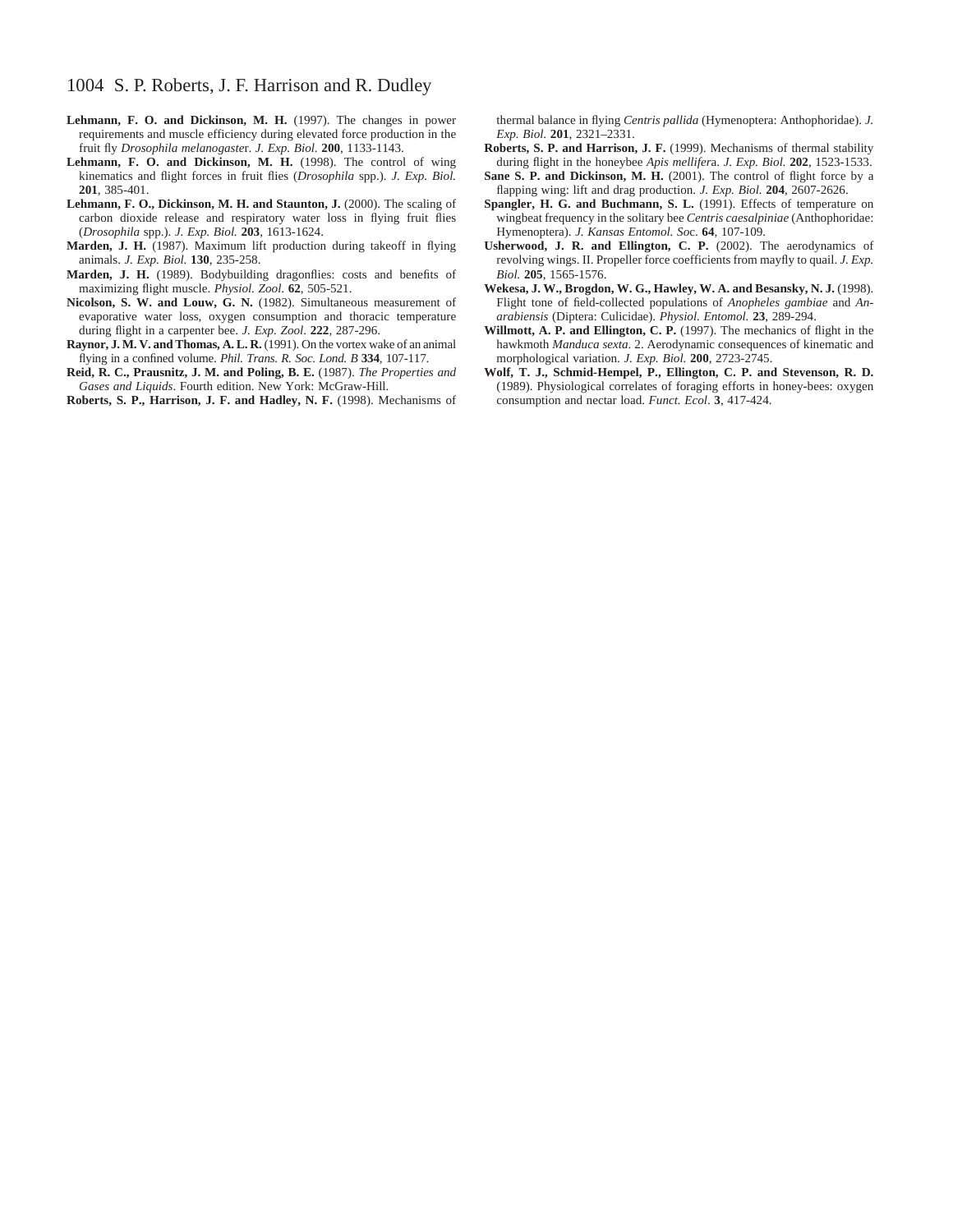**Lehmann, F. O. and Dickinson, M. H.** (1997). The changes in power requirements and muscle efficiency during elevated force production in the fruit fly *Drosophila melanogaster*. *J. Exp. Biol.* **200**, 1133-1143.

**Lehmann, F. O. and Dickinson, M. H.** (1998). The control of wing kinematics and flight forces in fruit flies (*Drosophila* spp.). *J. Exp. Biol.* **201**, 385-401.

**Lehmann, F. O., Dickinson, M. H. and Staunton, J.** (2000). The scaling of carbon dioxide release and respiratory water loss in flying fruit flies (*Drosophila* spp.). *J. Exp. Biol.* **203**, 1613-1624.

**Marden, J. H.** (1987). Maximum lift production during takeoff in flying animals. *J. Exp. Biol.* **130**, 235-258.

**Marden, J. H.** (1989). Bodybuilding dragonflies: costs and benefits of maximizing flight muscle. *Physiol. Zool.* **62**, 505-521.

**Nicolson, S. W. and Louw, G. N.** (1982). Simultaneous measurement of evaporative water loss, oxygen consumption and thoracic temperature during flight in a carpenter bee. *J. Exp. Zool.* **222**, 287-296.

**Raynor, J. M. V. and Thomas, A. L. R.** (1991). On the vortex wake of an animal flying in a confined volume. *Phil. Trans. R. Soc. Lond. B* **334**, 107-117.

**Reid, R. C., Prausnitz, J. M. and Poling, B. E.** (1987). *The Properties and Gases and Liquids*. Fourth edition. New York: McGraw-Hill.

**Roberts, S. P., Harrison, J. F. and Hadley, N. F.** (1998). Mechanisms of thermal balance in flying *Centris pallida* (Hymenoptera: Anthophoridae). *J. Exp. Biol.* **201**, 2321–2331.

**Roberts, S. P. and Harrison, J. F.** (1999). Mechanisms of thermal stability during flight in the honeybee *Apis mellifera*. *J. Exp. Biol.* **202**, 1523-1533.

**Sane S. P. and Dickinson, M. H.** (2001). The control of flight force by a flapping wing: lift and drag production. *J. Exp. Biol.* **204**, 2607-2626.

**Spangler, H. G. and Buchmann, S. L.** (1991). Effects of temperature on wingbeat frequency in the solitary bee *Centris caesalpiniae* (Anthophoridae: Hymenoptera). *J. Kansas Entomol. Soc.* **64**, 107-109.

**Usherwood, J. R. and Ellington, C. P.** (2002). The aerodynamics of revolving wings. II. Propeller force coefficients from mayfly to quail. *J. Exp. Biol.* **205**, 1565-1576.

**Wekesa, J. W., Brogdon, W. G., Hawley, W. A. and Besansky, N. J.** (1998). Flight tone of field-collected populations of *Anopheles gambiae* and *An-arabiensis* (Diptera: Culicidae). *Physiol. Entomol.* **23**, 289-294.

**Willmott, A. P. and Ellington, C. P.** (1997). The mechanics of flight in the hawkmoth *Manduca sexta*. 2. Aerodynamic consequences of kinematic and morphological variation. *J. Exp. Biol.* **200**, 2723-2745.

**Wolf, T. J., Schmid-Hempel, P., Ellington, C. P. and Stevenson, R. D.** (1989). Physiological correlates of foraging efforts in honey-bees: oxygen consumption and nectar load. *Funct. Ecol.* **3**, 417-424.